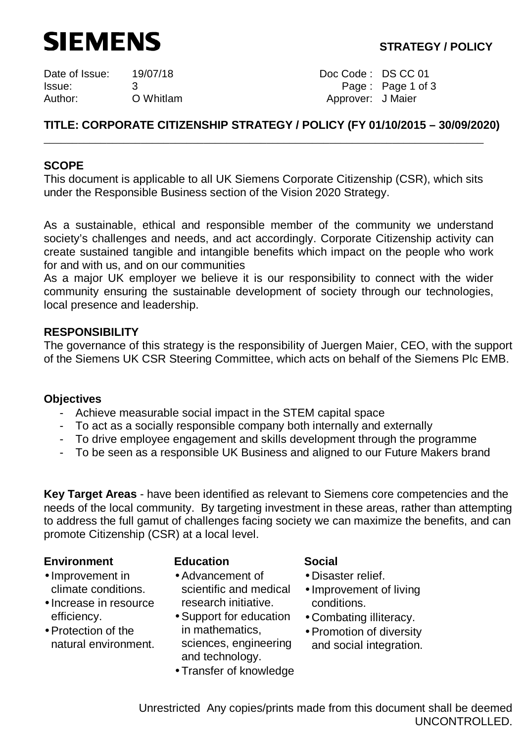**SIEMENS**

**STRATEGY / POLICY**

| | | | |
|---|---|---|---|
| Date of Issue: | 19/07/18 | Doc Code : | DS CC 01 |
| Issue: | 3 | Page : | Page 1 of 3 |
| Author: | O Whitlam | Approver: | J Maier |

## TITLE: CORPORATE CITIZENSHIP STRATEGY / POLICY (FY 01/10/2015 – 30/09/2020)

### SCOPE

This document is applicable to all UK Siemens Corporate Citizenship (CSR), which sits under the Responsible Business section of the Vision 2020 Strategy.

As a sustainable, ethical and responsible member of the community we understand society's challenges and needs, and act accordingly. Corporate Citizenship activity can create sustained tangible and intangible benefits which impact on the people who work for and with us, and on our communities

As a major UK employer we believe it is our responsibility to connect with the wider community ensuring the sustainable development of society through our technologies, local presence and leadership.

### RESPONSIBILITY

The governance of this strategy is the responsibility of Juergen Maier, CEO, with the support of the Siemens UK CSR Steering Committee, which acts on behalf of the Siemens Plc EMB.

### Objectives

- Achieve measurable social impact in the STEM capital space
- To act as a socially responsible company both internally and externally
- To drive employee engagement and skills development through the programme
- To be seen as a responsible UK Business and aligned to our Future Makers brand

**Key Target Areas** - have been identified as relevant to Siemens core competencies and the needs of the local community. By targeting investment in these areas, rather than attempting to address the full gamut of challenges facing society we can maximize the benefits, and can promote Citizenship (CSR) at a local level.

**Environment**

- Improvement in climate conditions.
- Increase in resource efficiency.
- Protection of the natural environment.

**Education**

- Advancement of scientific and medical research initiative.
- Support for education in mathematics, sciences, engineering and technology.
- Transfer of knowledge

**Social**

- Disaster relief.
- Improvement of living conditions.
- Combating illiteracy.
- Promotion of diversity and social integration.

Unrestricted Any copies/prints made from this document shall be deemed UNCONTROLLED.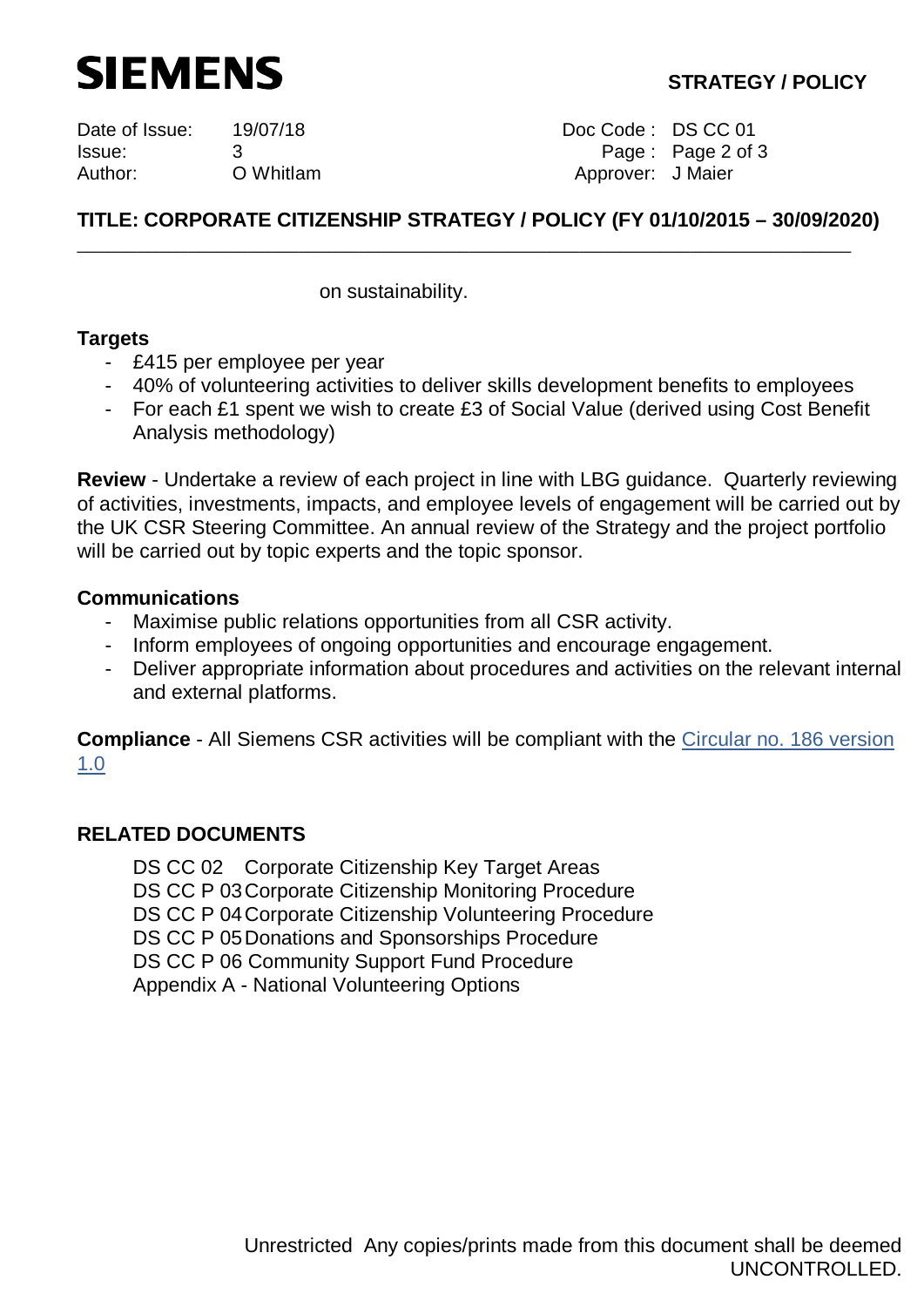on sustainability.

**Targets**

- £415 per employee per year
- 40% of volunteering activities to deliver skills development benefits to employees
- For each £1 spent we wish to create £3 of Social Value (derived using Cost Benefit Analysis methodology)

**Review** - Undertake a review of each project in line with LBG guidance. Quarterly reviewing of activities, investments, impacts, and employee levels of engagement will be carried out by the UK CSR Steering Committee. An annual review of the Strategy and the project portfolio will be carried out by topic experts and the topic sponsor.

**Communications**

- Maximise public relations opportunities from all CSR activity.
- Inform employees of ongoing opportunities and encourage engagement.
- Deliver appropriate information about procedures and activities on the relevant internal and external platforms.

**Compliance** - All Siemens CSR activities will be compliant with the Circular no. 186 version 1.0

## RELATED DOCUMENTS

DS CC 02 Corporate Citizenship Key Target Areas
DS CC P 03 Corporate Citizenship Monitoring Procedure
DS CC P 04 Corporate Citizenship Volunteering Procedure
DS CC P 05 Donations and Sponsorships Procedure
DS CC P 06 Community Support Fund Procedure
Appendix A - National Volunteering Options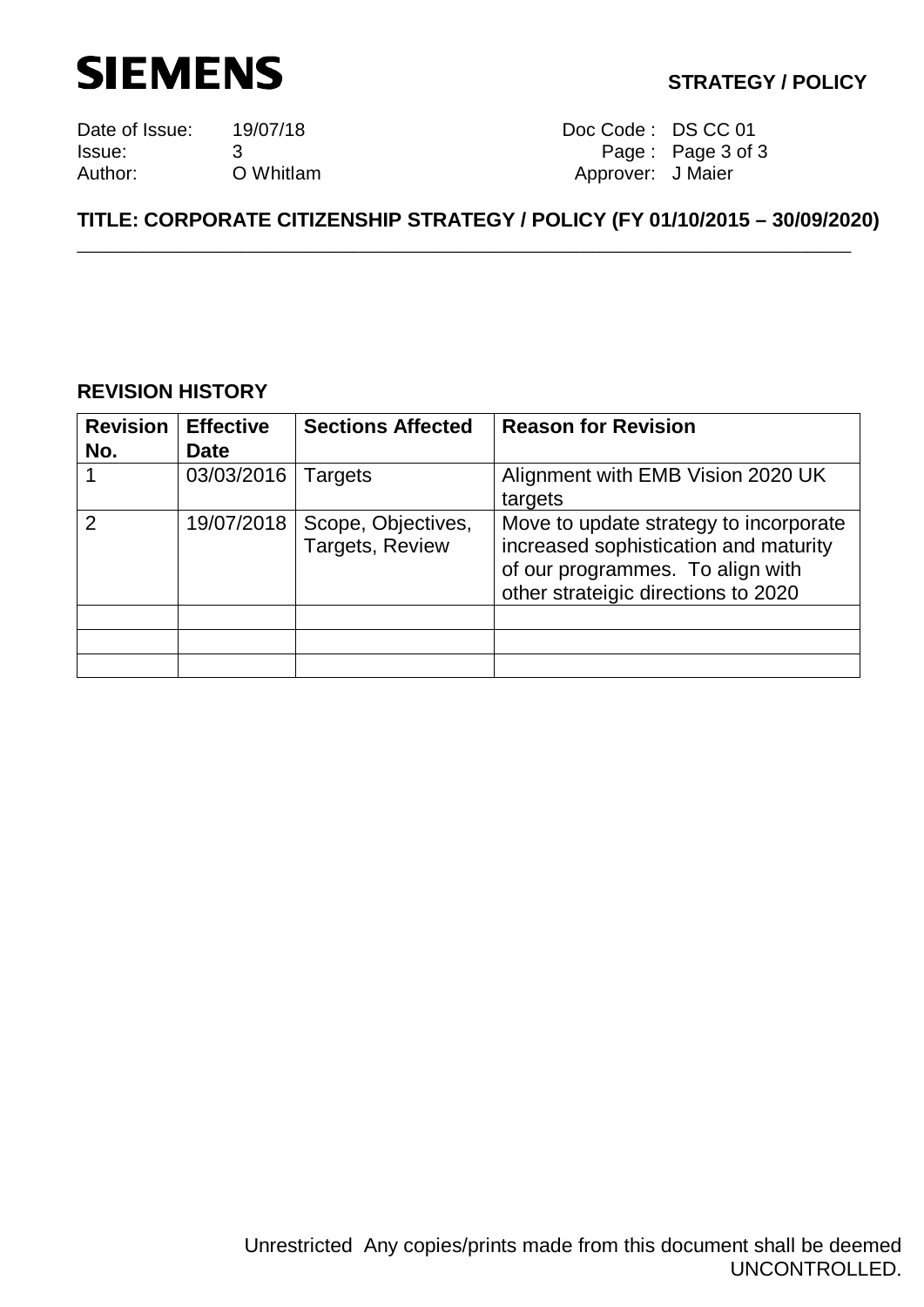## REVISION HISTORY

| Revision No. | Effective Date | Sections Affected | Reason for Revision |
|---|---|---|---|
| 1 | 03/03/2016 | Targets | Alignment with EMB Vision 2020 UK targets |
| 2 | 19/07/2018 | Scope, Objectives, Targets, Review | Move to update strategy to incorporate increased sophistication and maturity of our programmes. To align with other strateigic directions to 2020 |
| | | | |
| | | | |
| | | | |